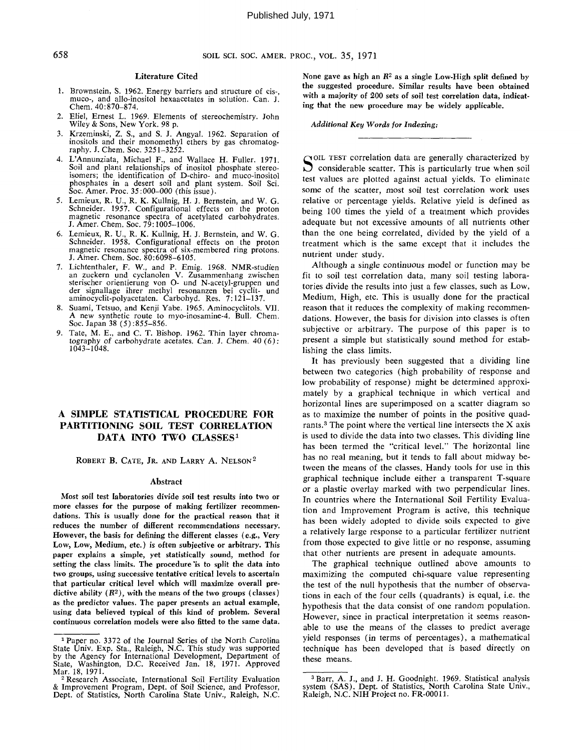Published July, 1971

## Literature Cited

1. Brownstein, S. 1962. Energy barriers and structure of cis-, muco-, and allo-inositol hexaacetates in solution. Can. J. Chem. 40:870–874.
2. Eliel, Ernest L. 1969. Elements of stereochemistry. John Wiley & Sons, New York. 98 p.
3. Krzeminski, Z. S., and S. J. Angyal. 1962. Separation of inositols and their monomethyl ethers by gas chromatography. J. Chem. Soc. 3251–3252.
4. L'Annunziata, Michael F., and Wallace H. Fuller. 1971. Soil and plant relationships of inositol phosphate stereoisomers; the identification of D-chiro- and muco-inositol phosphates in a desert soil and plant system. Soil Sci. Soc. Amer. Proc. 35:000–000 (this issue).
5. Lemieux, R. U., R. K. Kullnig, H. J. Bernstein, and W. G. Schneider. 1957. Configurational effects on the proton magnetic resonance spectra of acetylated carbohydrates. J. Amer. Chem. Soc. 79:1005–1006.
6. Lemieux, R. U., R. K. Kullnig, H. J. Bernstein, and W. G. Schneider. 1958. Configurational effects on the proton magnetic resonance spectra of six-membered ring protons. J. Amer. Chem. Soc. 80:6098–6105.
7. Lichtenthaler, F. W., and P. Emig. 1968. NMR-studien an zuckern und cyclanolen V. Zusammenhang zwischen sterischer orientierung von O- und N-acetyl-gruppen und der signallage ihrer methyl resonanzen bei cyclit- und aminocyclit-polyacetaten. Carbohyd. Res. 7:121–137.
8. Suami, Tetsuo, and Kenji Yabe. 1965. Aminocyclitols. VII. A new synthetic route to myo-inosamine-4. Bull. Chem. Soc. Japan 38 (5):855–856.
9. Tate, M. E., and C. T. Bishop. 1962. Thin layer chromatography of carbohydrate acetates. Can. J. Chem. 40 (6): 1043–1048.

# A SIMPLE STATISTICAL PROCEDURE FOR PARTITIONING SOIL TEST CORRELATION DATA INTO TWO CLASSES[1]

ROBERT B. CATE, JR. AND LARRY A. NELSON[2]

## Abstract

**Most soil test laboratories divide soil test results into two or more classes for the purpose of making fertilizer recommendations. This is usually done for the practical reason that it reduces the number of different recommendations necessary. However, the basis for defining the different classes (e.g., Very Low, Low, Medium, etc.) is often subjective or arbitrary. This paper explains a simple, yet statistically sound, method for setting the class limits. The procedure is to split the data into two groups, using successive tentative critical levels to ascertain that particular critical level which will maximize overall predictive ability ($R^2$), with the means of the two groups (classes) as the predictor values. The paper presents an actual example, using data believed typical of this kind of problem. Several continuous correlation models were also fitted to the same data. None gave as high an $R^2$ as a single Low-High split defined by the suggested procedure. Similar results have been obtained with a majority of 200 sets of soil test correlation data, indicating that the new procedure may be widely applicable.**

*Additional Key Words for Indexing:*

Soil test correlation data are generally characterized by considerable scatter. This is particularly true when soil test values are plotted against actual yields. To eliminate some of the scatter, most soil test correlation work uses relative or percentage yields. Relative yield is defined as being 100 times the yield of a treatment which provides adequate but not excessive amounts of all nutrients other than the one being correlated, divided by the yield of a treatment which is the same except that it includes the nutrient under study.

Although a single continuous model or function may be fit to soil test correlation data, many soil testing laboratories divide the results into just a few classes, such as Low, Medium, High, etc. This is usually done for the practical reason that it reduces the complexity of making recommendations. However, the basis for division into classes is often subjective or arbitrary. The purpose of this paper is to present a simple but statistically sound method for establishing the class limits.

It has previously been suggested that a dividing line between two categories (high probability of response and low probability of response) might be determined approximately by a graphical technique in which vertical and horizontal lines are superimposed on a scatter diagram so as to maximize the number of points in the positive quadrants.[3] The point where the vertical line intersects the X axis is used to divide the data into two classes. This dividing line has been termed the "critical level." The horizontal line has no real meaning, but it tends to fall about midway between the means of the classes. Handy tools for use in this graphical technique include either a transparent T-square or a plastic overlay marked with two perpendicular lines. In countries where the International Soil Fertility Evaluation and Improvement Program is active, this technique has been widely adopted to divide soils expected to give a relatively large response to a particular fertilizer nutrient from those expected to give little or no response, assuming that other nutrients are present in adequate amounts.

The graphical technique outlined above amounts to maximizing the computed chi-square value representing the test of the null hypothesis that the number of observations in each of the four cells (quadrants) is equal, i.e. the hypothesis that the data consist of one random population. However, since in practical interpretation it seems reasonable to use the means of the classes to predict average yield responses (in terms of percentages), a mathematical technique has been developed that is based directly on these means.

---

[1] Paper no. 3372 of the Journal Series of the North Carolina State Univ. Exp. Sta., Raleigh, N.C. This study was supported by the Agency for International Development, Department of State, Washington, D.C. Received Jan. 18, 1971. Approved Mar. 18, 1971.

[2] Research Associate, International Soil Fertility Evaluation & Improvement Program, Dept. of Soil Science, and Professor, Dept. of Statistics, North Carolina State Univ., Raleigh, N.C.

[3] Barr, A. J., and J. H. Goodnight. 1969. Statistical analysis system (SAS). Dept. of Statistics, North Carolina State Univ., Raleigh, N.C. NIH Project no. FR-00011.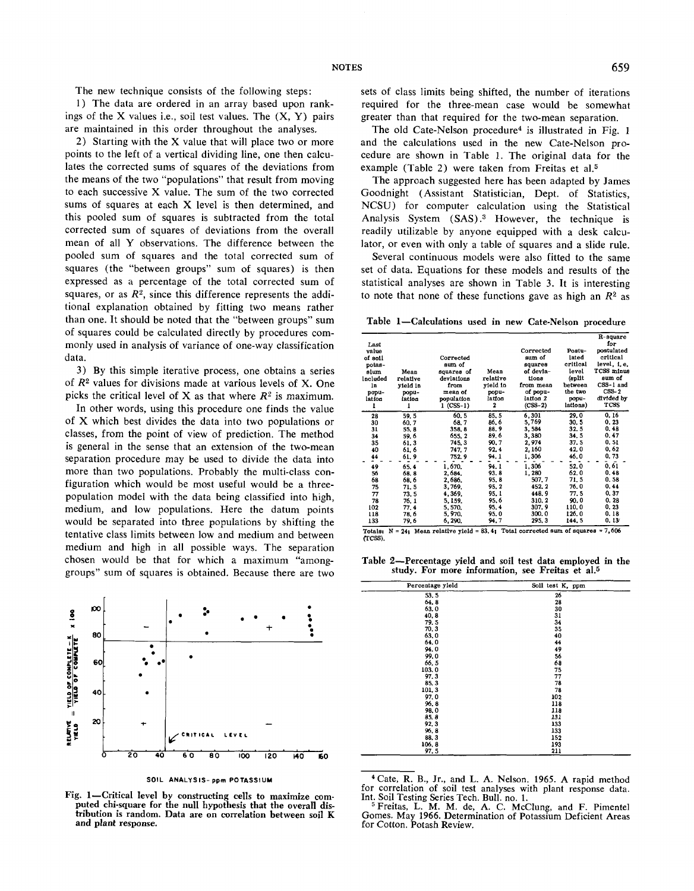The new technique consists of the following steps:

1) The data are ordered in an array based upon rankings of the X values i.e., soil test values. The (X, Y) pairs are maintained in this order throughout the analyses.

2) Starting with the X value that will place two or more points to the left of a vertical dividing line, one then calculates the corrected sums of squares of the deviations from the means of the two "populations" that result from moving to each successive X value. The sum of the two corrected sums of squares at each X level is then determined, and this pooled sum of squares is subtracted from the total corrected sum of squares of deviations from the overall mean of all Y observations. The difference between the pooled sum of squares and the total corrected sum of squares (the "between groups" sum of squares) is then expressed as a percentage of the total corrected sum of squares, or as $R^2$, since this difference represents the additional explanation obtained by fitting two means rather than one. It should be noted that the "between groups" sum of squares could be calculated directly by procedures commonly used in analysis of variance of one-way classification data.

3) By this simple iterative process, one obtains a series of $R^2$ values for divisions made at various levels of X. One picks the critical level of X as that where $R^2$ is maximum.

In other words, using this procedure one finds the value of X which best divides the data into two populations or classes, from the point of view of prediction. The method is general in the sense that an extension of the two-mean separation procedure may be used to divide the data into more than two populations. Probably the multi-class configuration which would be most useful would be a three-population model with the data being classified into high, medium, and low populations. Here the datum points would be separated into three populations by shifting the tentative class limits between low and medium and between medium and high in all possible ways. The separation chosen would be that for which a maximum "among-groups" sum of squares is obtained. Because there are two sets of class limits being shifted, the number of iterations required for the three-mean case would be somewhat greater than that required for the two-mean separation.

The old Cate-Nelson procedure[4] is illustrated in Fig. 1 and the calculations used in the new Cate-Nelson procedure are shown in Table 1. The original data for the example (Table 2) were taken from Freitas et al.[5]

The approach suggested here has been adapted by James Goodnight (Assistant Statistician, Dept. of Statistics, NCSU) for computer calculation using the Statistical Analysis System (SAS).[3] However, the technique is readily utilizable by anyone equipped with a desk calculator, or even with only a table of squares and a slide rule.

Several continuous models were also fitted to the same set of data. Equations for these models and results of the statistical analyses are shown in Table 3. It is interesting to note that none of these functions gave as high an $R^2$ as

Table 1—Calculations used in new Cate-Nelson procedure

| Last value of soil potassium included in population 1 | Mean relative yield in population 1 | Corrected sum of squares of deviations from mean of population 1 (CSS-1) | Mean relative yield in population 2 | Corrected sum of squares of deviations from mean of population 2 (CSS-2) | Postulated critical level (split between the two populations) | R-square for postulated critical level, i.e. TCSS minus sum of CSS-1 and CSS-2 divided by TCSS |
|---|---|---|---|---|---|---|
| 28 | 59.5 | 60.5 | 85.5 | 6,301 | 29.0 | 0.16 |
| 30 | 60.7 | 68.7 | 86.6 | 5,769 | 30.5 | 0.23 |
| 31 | 55.8 | 358.8 | 88.9 | 3,584 | 32.5 | 0.48 |
| 34 | 59.6 | 655.2 | 89.6 | 3,380 | 34.5 | 0.47 |
| 35 | 61.3 | 745.3 | 90.7 | 2,974 | 37.5 | 0.51 |
| 40 | 61.6 | 747.7 | 92.4 | 2,160 | 42.0 | 0.62 |
| 44 | 61.9 | 752.9 | 94.1 | 1,306 | 46.0 | 0.73 |
| 49 | 65.4 | 1,670. | 94.1 | 1,306 | 52.0 | 0.61 |
| 56 | 68.8 | 2,684. | 93.8 | 1,280 | 62.0 | 0.48 |
| 68 | 68.6 | 2,686. | 95.8 | 507.7 | 71.5 | 0.58 |
| 75 | 71.5 | 3,769. | 95.2 | 452.2 | 76.0 | 0.44 |
| 77 | 73.5 | 4,369. | 95.1 | 448.9 | 77.5 | 0.37 |
| 78 | 76.1 | 5,159. | 95.6 | 310.2 | 90.0 | 0.28 |
| 102 | 77.4 | 5,570. | 95.4 | 307.9 | 110.0 | 0.23 |
| 118 | 78.6 | 5,970. | 95.0 | 300.0 | 126.0 | 0.18 |
| 133 | 79.6 | 6,290. | 94.7 | 295.3 | 144.5 | 0.13 |

Totals: N = 24; Mean relative yield = 83.4; Total corrected sum of squares = 7,606 (TCSS).

Table 2—Percentage yield and soil test data employed in the study. For more information, see Freitas et al.[5]

| Percentage yield | Soil test K, ppm |
|---|---|
| 53.5 | 26 |
| 64.8 | 28 |
| 63.0 | 30 |
| 40.8 | 31 |
| 79.5 | 34 |
| 70.3 | 35 |
| 63.0 | 40 |
| 64.0 | 44 |
| 94.0 | 49 |
| 99.0 | 56 |
| 66.5 | 68 |
| 103.0 | 75 |
| 97.3 | 77 |
| 85.3 | 78 |
| 101.3 | 78 |
| 97.0 | 102 |
| 96.8 | 118 |
| 98.0 | 118 |
| 85.8 | 131 |
| 92.3 | 133 |
| 96.8 | 133 |
| 88.3 | 152 |
| 106.8 | 193 |
| 97.5 | 211 |

Fig. 1—Critical level by constructing cells to maximize computed chi-square for the null hypothesis that the overall distribution is random. Data are on correlation between soil K and plant response.

[4] Cate, R. B., Jr., and L. A. Nelson. 1965. A rapid method for correlation of soil test analyses with plant response data. Int. Soil Testing Series Tech. Bull. no. 1.

[5] Freitas, L. M. M. de, A. C. McClung, and F. Pimentel Gomes. May 1966. Determination of Potassium Deficient Areas for Cotton. Potash Review.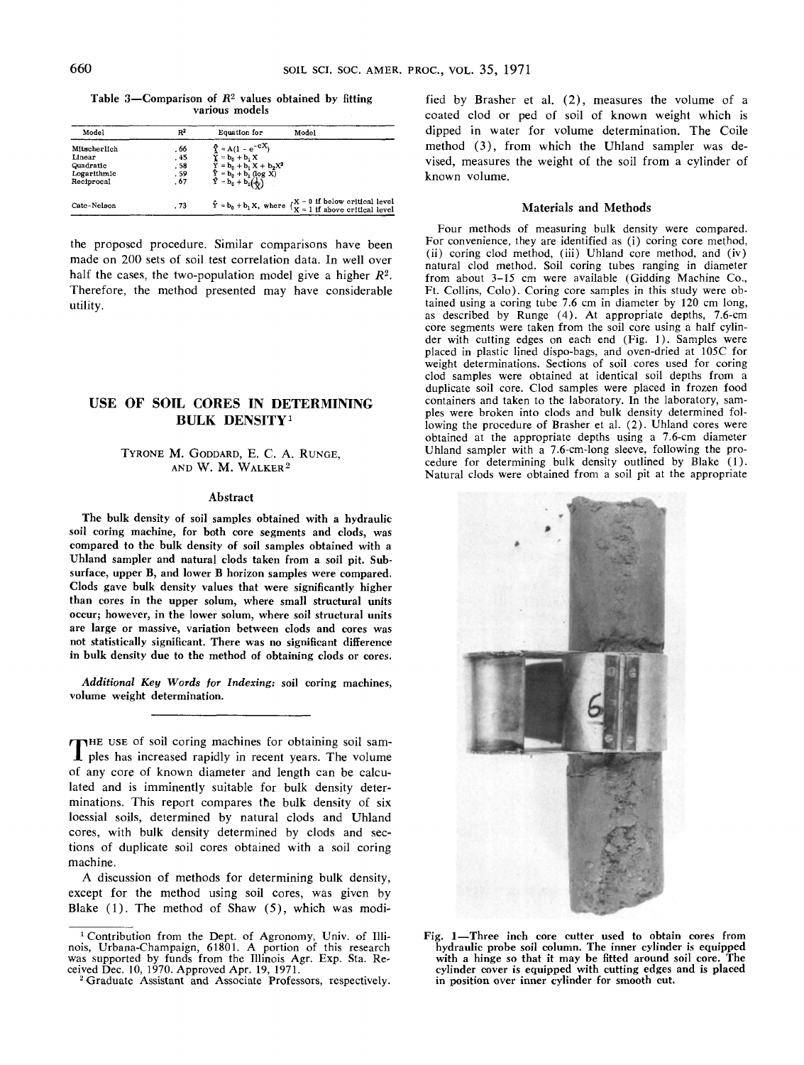Table 3—Comparison of $R^2$ values obtained by fitting various models

| Model | $R^2$ | Equation for Model |
|---|---|---|
| Mitscherlich | .66 | $\hat{Y} = A(1 - e^{-cX})$ |
| Linear | .45 | $\hat{Y} = b_0 + b_1 X$ |
| Quadratic | .58 | $\hat{Y} = b_0 + b_1 X + b_2 X^2$ |
| Logarithmic | .59 | $\hat{Y} = b_0 + b_1 (\log X)$ |
| Reciprocal | .67 | $\hat{Y} = b_0 + b_1 (\frac{1}{X})$ |
| Cate-Nelson | .73 | $\hat{Y} = b_0 + b_1 X$, where $\{ \begin{matrix} X = 0 \text{ if below critical level} \\ X = 1 \text{ if above critical level} \end{matrix}$ |

the proposed procedure. Similar comparisons have been made on 200 sets of soil test correlation data. In well over half the cases, the two-population model give a higher $R^2$. Therefore, the method presented may have considerable utility.

# USE OF SOIL CORES IN DETERMINING BULK DENSITY[1]

TYRONE M. GODDARD, E. C. A. RUNGE, AND W. M. WALKER[2]

## Abstract

**The bulk density of soil samples obtained with a hydraulic soil coring machine, for both core segments and clods, was compared to the bulk density of soil samples obtained with a Uhland sampler and natural clods taken from a soil pit. Subsurface, upper B, and lower B horizon samples were compared. Clods gave bulk density values that were significantly higher than cores in the upper solum, where small structural units occur; however, in the lower solum, where soil structural units are large or massive, variation between clods and cores was not statistically significant. There was no significant difference in bulk density due to the method of obtaining clods or cores.**

***Additional Key Words for Indexing:*** **soil coring machines, volume weight determination.**

THE USE of soil coring machines for obtaining soil samples has increased rapidly in recent years. The volume of any core of known diameter and length can be calculated and is imminently suitable for bulk density determinations. This report compares the bulk density of six loessial soils, determined by natural clods and Uhland cores, with bulk density determined by clods and sections of duplicate soil cores obtained with a soil coring machine.

A discussion of methods for determining bulk density, except for the method using soil cores, was given by Blake (1). The method of Shaw (5), which was modified by Brasher et al. (2), measures the volume of a coated clod or ped of soil of known weight which is dipped in water for volume determination. The Coile method (3), from which the Uhland sampler was devised, measures the weight of the soil from a cylinder of known volume.

## Materials and Methods

Four methods of measuring bulk density were compared. For convenience, they are identified as (i) coring core method, (ii) coring clod method, (iii) Uhland core method, and (iv) natural clod method. Soil coring tubes ranging in diameter from about 3–15 cm were available (Gidding Machine Co., Ft. Collins, Colo). Coring core samples in this study were obtained using a coring tube 7.6 cm in diameter by 120 cm long, as described by Runge (4). At appropriate depths, 7.6-cm core segments were taken from the soil core using a half cylinder with cutting edges on each end (Fig. 1). Samples were placed in plastic lined dispo-bags, and oven-dried at 105C for weight determinations. Sections of soil cores used for coring clod samples were obtained at identical soil depths from a duplicate soil core. Clod samples were placed in frozen food containers and taken to the laboratory. In the laboratory, samples were broken into clods and bulk density determined following the procedure of Brasher et al. (2). Uhland cores were obtained at the appropriate depths using a 7.6-cm diameter Uhland sampler with a 7.6-cm-long sleeve, following the procedure for determining bulk density outlined by Blake (1). Natural clods were obtained from a soil pit at the appropriate

Fig. 1—Three inch core cutter used to obtain cores from hydraulic probe soil column. The inner cylinder is equipped with a hinge so that it may be fitted around soil core. The cylinder cover is equipped with cutting edges and is placed in position over inner cylinder for smooth cut.

[1] Contribution from the Dept. of Agronomy, Univ. of Illinois, Urbana-Champaign, 61801. A portion of this research was supported by funds from the Illinois Agr. Exp. Sta. Received Dec. 10, 1970. Approved Apr. 19, 1971.

[2] Graduate Assistant and Associate Professors, respectively.